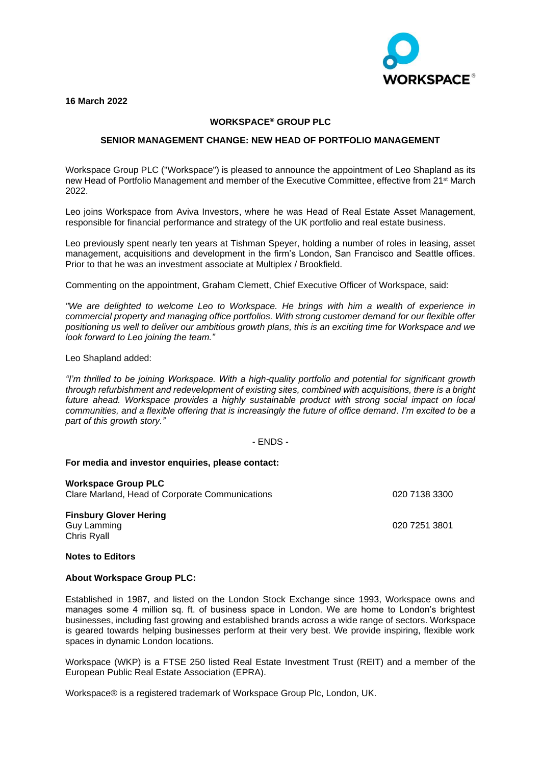**16 March 2022**

**WORKSPACE® GROUP PLC**

**SENIOR MANAGEMENT CHANGE: NEW HEAD OF PORTFOLIO MANAGEMENT**

Workspace Group PLC ("Workspace") is pleased to announce the appointment of Leo Shapland as its new Head of Portfolio Management and member of the Executive Committee, effective from 21st March 2022.

Leo joins Workspace from Aviva Investors, where he was Head of Real Estate Asset Management, responsible for financial performance and strategy of the UK portfolio and real estate business.

Leo previously spent nearly ten years at Tishman Speyer, holding a number of roles in leasing, asset management, acquisitions and development in the firm's London, San Francisco and Seattle offices. Prior to that he was an investment associate at Multiplex / Brookfield.

Commenting on the appointment, Graham Clemett, Chief Executive Officer of Workspace, said:

*"We are delighted to welcome Leo to Workspace. He brings with him a wealth of experience in commercial property and managing office portfolios. With strong customer demand for our flexible offer positioning us well to deliver our ambitious growth plans, this is an exciting time for Workspace and we look forward to Leo joining the team."*

Leo Shapland added:

*"I'm thrilled to be joining Workspace. With a high-quality portfolio and potential for significant growth through refurbishment and redevelopment of existing sites, combined with acquisitions, there is a bright future ahead. Workspace provides a highly sustainable product with strong social impact on local communities, and a flexible offering that is increasingly the future of office demand. I'm excited to be a part of this growth story."*

- ENDS -

**For media and investor enquiries, please contact:**

**Workspace Group PLC**
Clare Marland, Head of Corporate Communications — 020 7138 3300

**Finsbury Glover Hering**
Guy Lamming — 020 7251 3801
Chris Ryall

**Notes to Editors**

**About Workspace Group PLC:**

Established in 1987, and listed on the London Stock Exchange since 1993, Workspace owns and manages some 4 million sq. ft. of business space in London. We are home to London's brightest businesses, including fast growing and established brands across a wide range of sectors. Workspace is geared towards helping businesses perform at their very best. We provide inspiring, flexible work spaces in dynamic London locations.

Workspace (WKP) is a FTSE 250 listed Real Estate Investment Trust (REIT) and a member of the European Public Real Estate Association (EPRA).

Workspace® is a registered trademark of Workspace Group Plc, London, UK.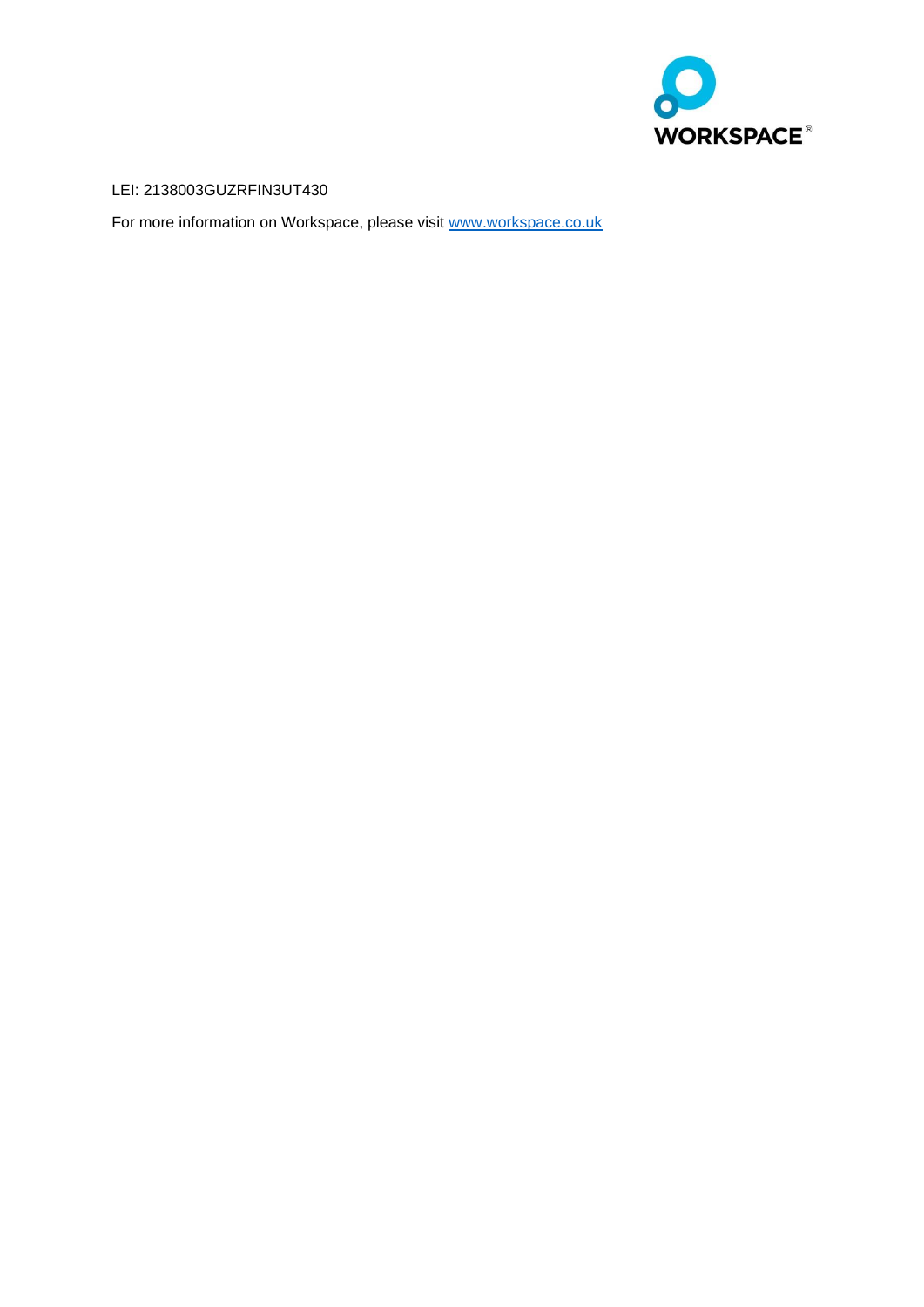LEI: 2138003GUZRFIN3UT430

For more information on Workspace, please visit [www.workspace.co.uk](http://www.workspace.co.uk)